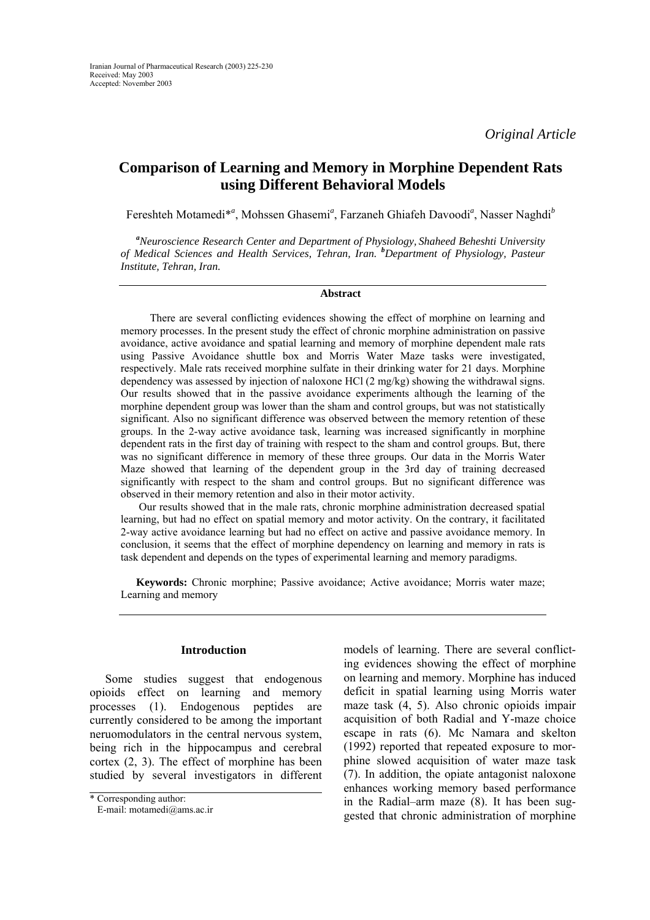*Original Article*

# Comparison of Learning and Memory in Morphine Dependent Rats using Different Behavioral Models

Fereshteh Motamedi*[a], Mohssen Ghasemi[a], Farzaneh Ghiafeh Davoodi[a], Nasser Naghdi[b]

*[a]Neuroscience Research Center and Department of Physiology, Shaheed Beheshti University of Medical Sciences and Health Services, Tehran, Iran. [b]Department of Physiology, Pasteur Institute, Tehran, Iran.*

## Abstract

There are several conflicting evidences showing the effect of morphine on learning and memory processes. In the present study the effect of chronic morphine administration on passive avoidance, active avoidance and spatial learning and memory of morphine dependent male rats using Passive Avoidance shuttle box and Morris Water Maze tasks were investigated, respectively. Male rats received morphine sulfate in their drinking water for 21 days. Morphine dependency was assessed by injection of naloxone HCl (2 mg/kg) showing the withdrawal signs. Our results showed that in the passive avoidance experiments although the learning of the morphine dependent group was lower than the sham and control groups, but was not statistically significant. Also no significant difference was observed between the memory retention of these groups. In the 2-way active avoidance task, learning was increased significantly in morphine dependent rats in the first day of training with respect to the sham and control groups. But, there was no significant difference in memory of these three groups. Our data in the Morris Water Maze showed that learning of the dependent group in the 3rd day of training decreased significantly with respect to the sham and control groups. But no significant difference was observed in their memory retention and also in their motor activity.

Our results showed that in the male rats, chronic morphine administration decreased spatial learning, but had no effect on spatial memory and motor activity. On the contrary, it facilitated 2-way active avoidance learning but had no effect on active and passive avoidance memory. In conclusion, it seems that the effect of morphine dependency on learning and memory in rats is task dependent and depends on the types of experimental learning and memory paradigms.

**Keywords:** Chronic morphine; Passive avoidance; Active avoidance; Morris water maze; Learning and memory

## Introduction

Some studies suggest that endogenous opioids effect on learning and memory processes (1). Endogenous peptides are currently considered to be among the important neruomodulators in the central nervous system, being rich in the hippocampus and cerebral cortex (2, 3). The effect of morphine has been studied by several investigators in different models of learning. There are several conflicting evidences showing the effect of morphine on learning and memory. Morphine has induced deficit in spatial learning using Morris water maze task (4, 5). Also chronic opioids impair acquisition of both Radial and Y-maze choice escape in rats (6). Mc Namara and skelton (1992) reported that repeated exposure to morphine slowed acquisition of water maze task (7). In addition, the opiate antagonist naloxone enhances working memory based performance in the Radial–arm maze (8). It has been suggested that chronic administration of morphine

\* Corresponding author:
E-mail: motamedi@ams.ac.ir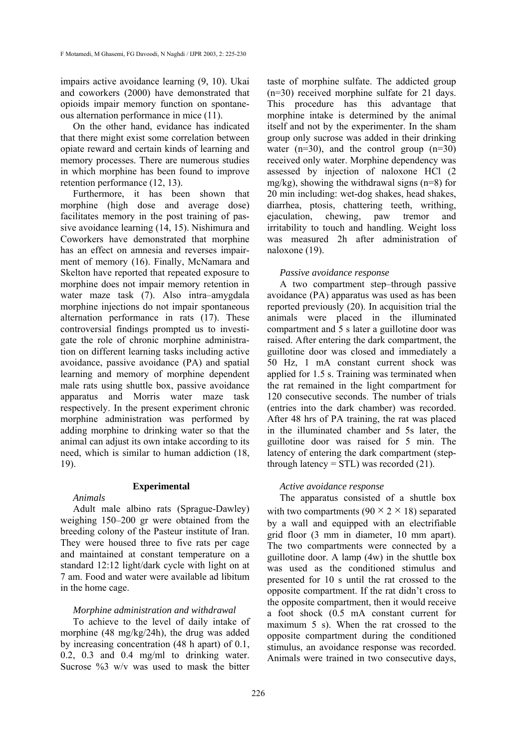impairs active avoidance learning (9, 10). Ukai and coworkers (2000) have demonstrated that opioids impair memory function on spontaneous alternation performance in mice (11).

On the other hand, evidence has indicated that there might exist some correlation between opiate reward and certain kinds of learning and memory processes. There are numerous studies in which morphine has been found to improve retention performance (12, 13).

Furthermore, it has been shown that morphine (high dose and average dose) facilitates memory in the post training of passive avoidance learning (14, 15). Nishimura and Coworkers have demonstrated that morphine has an effect on amnesia and reverses impairment of memory (16). Finally, McNamara and Skelton have reported that repeated exposure to morphine does not impair memory retention in water maze task (7). Also intra–amygdala morphine injections do not impair spontaneous alternation performance in rats (17). These controversial findings prompted us to investigate the role of chronic morphine administration on different learning tasks including active avoidance, passive avoidance (PA) and spatial learning and memory of morphine dependent male rats using shuttle box, passive avoidance apparatus and Morris water maze task respectively. In the present experiment chronic morphine administration was performed by adding morphine to drinking water so that the animal can adjust its own intake according to its need, which is similar to human addiction (18, 19).

## Experimental

### *Animals*

Adult male albino rats (Sprague-Dawley) weighing 150–200 gr were obtained from the breeding colony of the Pasteur institute of Iran. They were housed three to five rats per cage and maintained at constant temperature on a standard 12:12 light/dark cycle with light on at 7 am. Food and water were available ad libitum in the home cage.

### *Morphine administration and withdrawal*

To achieve to the level of daily intake of morphine (48 mg/kg/24h), the drug was added by increasing concentration (48 h apart) of 0.1, 0.2, 0.3 and 0.4 mg/ml to drinking water. Sucrose %3 w/v was used to mask the bitter taste of morphine sulfate. The addicted group (n=30) received morphine sulfate for 21 days. This procedure has this advantage that morphine intake is determined by the animal itself and not by the experimenter. In the sham group only sucrose was added in their drinking water (n=30), and the control group (n=30) received only water. Morphine dependency was assessed by injection of naloxone HCl (2 mg/kg), showing the withdrawal signs (n=8) for 20 min including: wet-dog shakes, head shakes, diarrhea, ptosis, chattering teeth, writhing, ejaculation, chewing, paw tremor and irritability to touch and handling. Weight loss was measured 2h after administration of naloxone (19).

### *Passive avoidance response*

A two compartment step–through passive avoidance (PA) apparatus was used as has been reported previously (20). In acquisition trial the animals were placed in the illuminated compartment and 5 s later a guillotine door was raised. After entering the dark compartment, the guillotine door was closed and immediately a 50 Hz, 1 mA constant current shock was applied for 1.5 s. Training was terminated when the rat remained in the light compartment for 120 consecutive seconds. The number of trials (entries into the dark chamber) was recorded. After 48 hrs of PA training, the rat was placed in the illuminated chamber and 5s later, the guillotine door was raised for 5 min. The latency of entering the dark compartment (step-through latency = STL) was recorded (21).

### *Active avoidance response*

The apparatus consisted of a shuttle box with two compartments ($90 \times 2 \times 18$) separated by a wall and equipped with an electrifiable grid floor (3 mm in diameter, 10 mm apart). The two compartments were connected by a guillotine door. A lamp (4w) in the shuttle box was used as the conditioned stimulus and presented for 10 s until the rat crossed to the opposite compartment. If the rat didn't cross to the opposite compartment, then it would receive a foot shock (0.5 mA constant current for maximum 5 s). When the rat crossed to the opposite compartment during the conditioned stimulus, an avoidance response was recorded. Animals were trained in two consecutive days,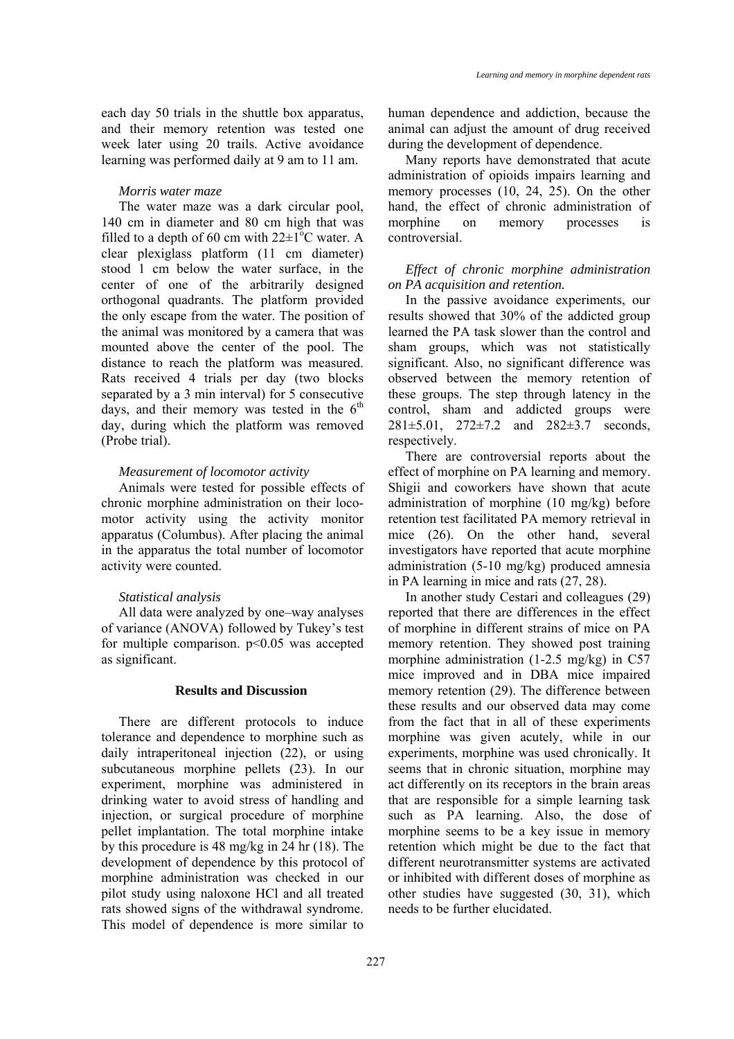each day 50 trials in the shuttle box apparatus, and their memory retention was tested one week later using 20 trails. Active avoidance learning was performed daily at 9 am to 11 am.

*Morris water maze*

The water maze was a dark circular pool, 140 cm in diameter and 80 cm high that was filled to a depth of 60 cm with 22±1°C water. A clear plexiglass platform (11 cm diameter) stood 1 cm below the water surface, in the center of one of the arbitrarily designed orthogonal quadrants. The platform provided the only escape from the water. The position of the animal was monitored by a camera that was mounted above the center of the pool. The distance to reach the platform was measured. Rats received 4 trials per day (two blocks separated by a 3 min interval) for 5 consecutive days, and their memory was tested in the 6th day, during which the platform was removed (Probe trial).

*Measurement of locomotor activity*

Animals were tested for possible effects of chronic morphine administration on their locomotor activity using the activity monitor apparatus (Columbus). After placing the animal in the apparatus the total number of locomotor activity were counted.

*Statistical analysis*

All data were analyzed by one–way analyses of variance (ANOVA) followed by Tukey's test for multiple comparison. $p<0.05$ was accepted as significant.

## Results and Discussion

There are different protocols to induce tolerance and dependence to morphine such as daily intraperitoneal injection (22), or using subcutaneous morphine pellets (23). In our experiment, morphine was administered in drinking water to avoid stress of handling and injection, or surgical procedure of morphine pellet implantation. The total morphine intake by this procedure is 48 mg/kg in 24 hr (18). The development of dependence by this protocol of morphine administration was checked in our pilot study using naloxone HCl and all treated rats showed signs of the withdrawal syndrome. This model of dependence is more similar to human dependence and addiction, because the animal can adjust the amount of drug received during the development of dependence.

Many reports have demonstrated that acute administration of opioids impairs learning and memory processes (10, 24, 25). On the other hand, the effect of chronic administration of morphine on memory processes is controversial.

*Effect of chronic morphine administration on PA acquisition and retention.*

In the passive avoidance experiments, our results showed that 30% of the addicted group learned the PA task slower than the control and sham groups, which was not statistically significant. Also, no significant difference was observed between the memory retention of these groups. The step through latency in the control, sham and addicted groups were 281±5.01, 272±7.2 and 282±3.7 seconds, respectively.

There are controversial reports about the effect of morphine on PA learning and memory. Shigii and coworkers have shown that acute administration of morphine (10 mg/kg) before retention test facilitated PA memory retrieval in mice (26). On the other hand, several investigators have reported that acute morphine administration (5-10 mg/kg) produced amnesia in PA learning in mice and rats (27, 28).

In another study Cestari and colleagues (29) reported that there are differences in the effect of morphine in different strains of mice on PA memory retention. They showed post training morphine administration (1-2.5 mg/kg) in C57 mice improved and in DBA mice impaired memory retention (29). The difference between these results and our observed data may come from the fact that in all of these experiments morphine was given acutely, while in our experiments, morphine was used chronically. It seems that in chronic situation, morphine may act differently on its receptors in the brain areas that are responsible for a simple learning task such as PA learning. Also, the dose of morphine seems to be a key issue in memory retention which might be due to the fact that different neurotransmitter systems are activated or inhibited with different doses of morphine as other studies have suggested (30, 31), which needs to be further elucidated.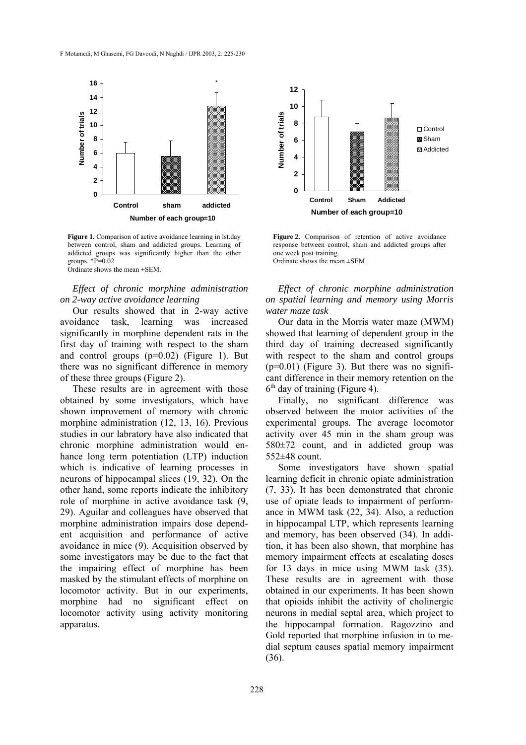**Figure 1.** Comparison of active avoidance learning in lst.day between control, sham and addicted groups. Learning of addicted groups was significantly higher than the other groups. *P=0.02
Ordinate shows the mean ±SEM.

**Figure 2.** Comparison of retention of active avoidance response between control, sham and addicted groups after one week post training.
Ordinate shows the mean ±SEM.

### *Effect of chronic morphine administration on 2-way active avoidance learning*

Our results showed that in 2-way active avoidance task, learning was increased significantly in morphine dependent rats in the first day of training with respect to the sham and control groups (p=0.02) (Figure 1). But there was no significant difference in memory of these three groups (Figure 2).

These results are in agreement with those obtained by some investigators, which have shown improvement of memory with chronic morphine administration (12, 13, 16). Previous studies in our labratory have also indicated that chronic morphine administration would enhance long term potentiation (LTP) induction which is indicative of learning processes in neurons of hippocampal slices (19, 32). On the other hand, some reports indicate the inhibitory role of morphine in active avoidance task (9, 29). Aguilar and colleagues have observed that morphine administration impairs dose dependent acquisition and performance of active avoidance in mice (9). Acquisition observed by some investigators may be due to the fact that the impairing effect of morphine has been masked by the stimulant effects of morphine on locomotor activity. But in our experiments, morphine had no significant effect on locomotor activity using activity monitoring apparatus.

### *Effect of chronic morphine administration on spatial learning and memory using Morris water maze task*

Our data in the Morris water maze (MWM) showed that learning of dependent group in the third day of training decreased significantly with respect to the sham and control groups (p=0.01) (Figure 3). But there was no significant difference in their memory retention on the 6th day of training (Figure 4).

Finally, no significant difference was observed between the motor activities of the experimental groups. The average locomotor activity over 45 min in the sham group was 580±72 count, and in addicted group was 552±48 count.

Some investigators have shown spatial learning deficit in chronic opiate administration (7, 33). It has been demonstrated that chronic use of opiate leads to impairment of performance in MWM task (22, 34). Also, a reduction in hippocampal LTP, which represents learning and memory, has been observed (34). In addition, it has been also shown, that morphine has memory impairment effects at escalating doses for 13 days in mice using MWM task (35). These results are in agreement with those obtained in our experiments. It has been shown that opioids inhibit the activity of cholinergic neurons in medial septal area, which project to the hippocampal formation. Ragozzino and Gold reported that morphine infusion in to medial septum causes spatial memory impairment (36).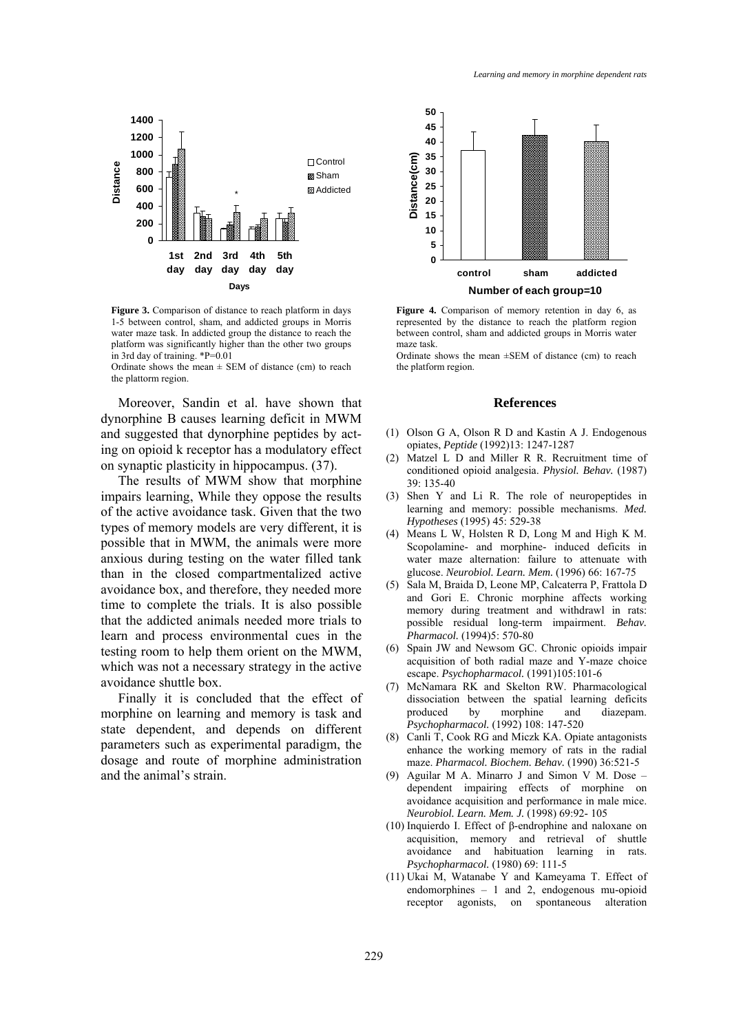**Figure 3.** Comparison of distance to reach platform in days 1-5 between control, sham, and addicted groups in Morris water maze task. In addicted group the distance to reach the platform was significantly higher than the other two groups in 3rd day of training. *P=0.01

Ordinate shows the mean ± SEM of distance (cm) to reach the plattorm region.

**Figure 4.** Comparison of memory retention in day 6, as represented by the distance to reach the platform region between control, sham and addicted groups in Morris water maze task.

Ordinate shows the mean ±SEM of distance (cm) to reach the platform region.

Moreover, Sandin et al. have shown that dynorphine B causes learning deficit in MWM and suggested that dynorphine peptides by acting on opioid k receptor has a modulatory effect on synaptic plasticity in hippocampus. (37).

The results of MWM show that morphine impairs learning, While they oppose the results of the active avoidance task. Given that the two types of memory models are very different, it is possible that in MWM, the animals were more anxious during testing on the water filled tank than in the closed compartmentalized active avoidance box, and therefore, they needed more time to complete the trials. It is also possible that the addicted animals needed more trials to learn and process environmental cues in the testing room to help them orient on the MWM, which was not a necessary strategy in the active avoidance shuttle box.

Finally it is concluded that the effect of morphine on learning and memory is task and state dependent, and depends on different parameters such as experimental paradigm, the dosage and route of morphine administration and the animal's strain.

## References

(1) Olson G A, Olson R D and Kastin A J. Endogenous opiates, *Peptide* (1992)13: 1247-1287

(2) Matzel L D and Miller R R. Recruitment time of conditioned opioid analgesia. *Physiol. Behav.* (1987) 39: 135-40

(3) Shen Y and Li R. The role of neuropeptides in learning and memory: possible mechanisms. *Med. Hypotheses* (1995) 45: 529-38

(4) Means L W, Holsten R D, Long M and High K M. Scopolamine- and morphine- induced deficits in water maze alternation: failure to attenuate with glucose. *Neurobiol. Learn. Mem.* (1996) 66: 167-75

(5) Sala M, Braida D, Leone MP, Calcaterra P, Frattola D and Gori E. Chronic morphine affects working memory during treatment and withdrawl in rats: possible residual long-term impairment. *Behav. Pharmacol.* (1994)5: 570-80

(6) Spain JW and Newsom GC. Chronic opioids impair acquisition of both radial maze and Y-maze choice escape. *Psychopharmacol.* (1991)105:101-6

(7) McNamara RK and Skelton RW. Pharmacological dissociation between the spatial learning deficits produced by morphine and diazepam. *Psychopharmacol.* (1992) 108: 147-520

(8) Canli T, Cook RG and Miczk KA. Opiate antagonists enhance the working memory of rats in the radial maze. *Pharmacol. Biochem. Behav.* (1990) 36:521-5

(9) Aguilar M A. Minarro J and Simon V M. Dose – dependent impairing effects of morphine on avoidance acquisition and performance in male mice. *Neurobiol. Learn. Mem. J.* (1998) 69:92- 105

(10) Inquierdo I. Effect of β-endrophine and naloxane on acquisition, memory and retrieval of shuttle avoidance and habituation learning in rats. *Psychopharmacol.* (1980) 69: 111-5

(11) Ukai M, Watanabe Y and Kameyama T. Effect of endomorphines – 1 and 2, endogenous mu-opioid receptor agonists, on spontaneous alteration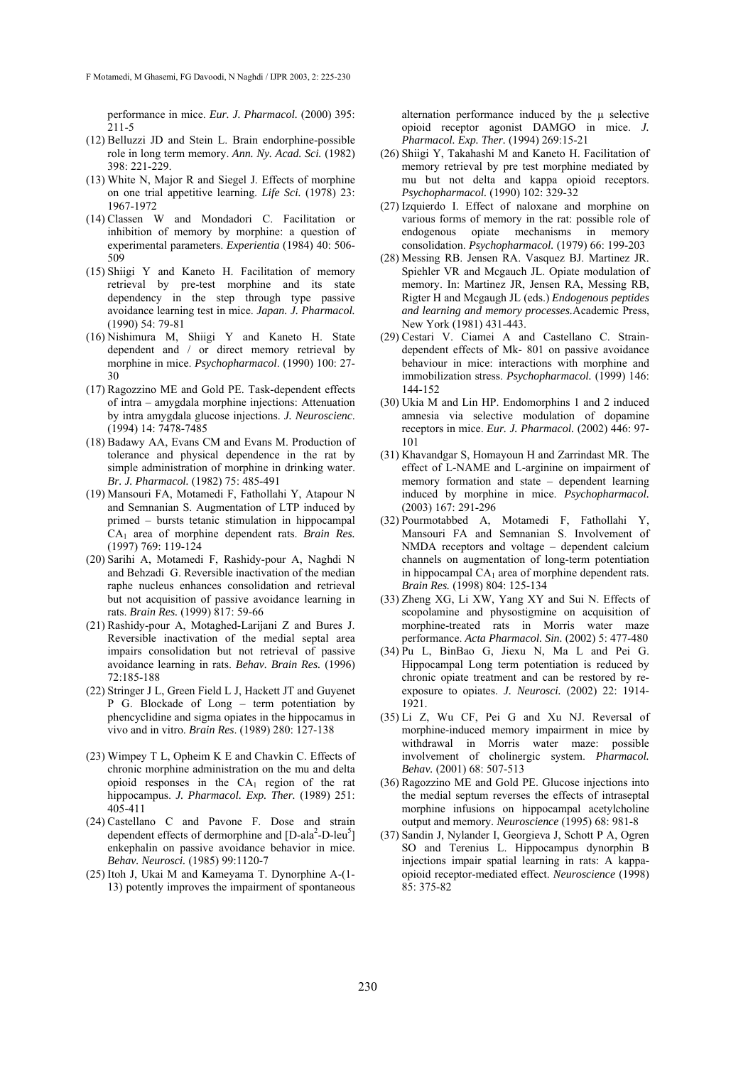performance in mice. *Eur. J. Pharmacol.* (2000) 395: 211-5

(12) Belluzzi JD and Stein L. Brain endorphine-possible role in long term memory. *Ann. Ny. Acad. Sci.* (1982) 398: 221-229.

(13) White N, Major R and Siegel J. Effects of morphine on one trial appetitive learning. *Life Sci.* (1978) 23: 1967-1972

(14) Classen W and Mondadori C. Facilitation or inhibition of memory by morphine: a question of experimental parameters. *Experientia* (1984) 40: 506-509

(15) Shiigi Y and Kaneto H. Facilitation of memory retrieval by pre-test morphine and its state dependency in the step through type passive avoidance learning test in mice. *Japan. J. Pharmacol.* (1990) 54: 79-81

(16) Nishimura M, Shiigi Y and Kaneto H. State dependent and / or direct memory retrieval by morphine in mice. *Psychopharmacol*. (1990) 100: 27-30

(17) Ragozzino ME and Gold PE. Task-dependent effects of intra – amygdala morphine injections: Attenuation by intra amygdala glucose injections. *J. Neuroscienc*. (1994) 14: 7478-7485

(18) Badawy AA, Evans CM and Evans M. Production of tolerance and physical dependence in the rat by simple administration of morphine in drinking water. *Br. J. Pharmacol.* (1982) 75: 485-491

(19) Mansouri FA, Motamedi F, Fathollahi Y, Atapour N and Semnanian S. Augmentation of LTP induced by primed – bursts tetanic stimulation in hippocampal $CA_1$ area of morphine dependent rats. *Brain Res.* (1997) 769: 119-124

(20) Sarihi A, Motamedi F, Rashidy-pour A, Naghdi N and Behzadi G. Reversible inactivation of the median raphe nucleus enhances consolidation and retrieval but not acquisition of passive avoidance learning in rats. *Brain Res.* (1999) 817: 59-66

(21) Rashidy-pour A, Motaghed-Larijani Z and Bures J. Reversible inactivation of the medial septal area impairs consolidation but not retrieval of passive avoidance learning in rats. *Behav. Brain Res.* (1996) 72:185-188

(22) Stringer J L, Green Field L J, Hackett JT and Guyenet P G. Blockade of Long – term potentiation by phencyclidine and sigma opiates in the hippocamus in vivo and in vitro. *Brain Res*. (1989) 280: 127-138

(23) Wimpey T L, Opheim K E and Chavkin C. Effects of chronic morphine administration on the mu and delta opioid responses in the $CA_1$ region of the rat hippocampus. *J. Pharmacol. Exp. Ther.* (1989) 251: 405-411

(24) Castellano C and Pavone F. Dose and strain dependent effects of dermorphine and [D-ala$^2$-D-leu$^5$] enkephalin on passive avoidance behavior in mice. *Behav. Neurosci.* (1985) 99:1120-7

(25) Itoh J, Ukai M and Kameyama T. Dynorphine A-(1-13) potently improves the impairment of spontaneous alternation performance induced by the μ selective opioid receptor agonist DAMGO in mice. *J. Pharmacol. Exp. Ther.* (1994) 269:15-21

(26) Shiigi Y, Takahashi M and Kaneto H. Facilitation of memory retrieval by pre test morphine mediated by mu but not delta and kappa opioid receptors. *Psychopharmacol.* (1990) 102: 329-32

(27) Izquierdo I. Effect of naloxane and morphine on various forms of memory in the rat: possible role of endogenous opiate mechanisms in memory consolidation. *Psychopharmacol.* (1979) 66: 199-203

(28) Messing RB. Jensen RA. Vasquez BJ. Martinez JR. Spiehler VR and Mcgauch JL. Opiate modulation of memory. In: Martinez JR, Jensen RA, Messing RB, Rigter H and Mcgaugh JL (eds.) *Endogenous peptides and learning and memory processes.*Academic Press, New York (1981) 431-443.

(29) Cestari V. Ciamei A and Castellano C. Strain-dependent effects of Mk- 801 on passive avoidance behaviour in mice: interactions with morphine and immobilization stress. *Psychopharmacol.* (1999) 146: 144-152

(30) Ukia M and Lin HP. Endomorphins 1 and 2 induced amnesia via selective modulation of dopamine receptors in mice. *Eur. J. Pharmacol.* (2002) 446: 97-101

(31) Khavandgar S, Homayoun H and Zarrindast MR. The effect of L-NAME and L-arginine on impairment of memory formation and state – dependent learning induced by morphine in mice. *Psychopharmacol.* (2003) 167: 291-296

(32) Pourmotabbed A, Motamedi F, Fathollahi Y, Mansouri FA and Semnanian S. Involvement of NMDA receptors and voltage – dependent calcium channels on augmentation of long-term potentiation in hippocampal $CA_1$ area of morphine dependent rats. *Brain Res.* (1998) 804: 125-134

(33) Zheng XG, Li XW, Yang XY and Sui N. Effects of scopolamine and physostigmine on acquisition of morphine-treated rats in Morris water maze performance. *Acta Pharmacol. Sin.* (2002) 5: 477-480

(34) Pu L, BinBao G, Jiexu N, Ma L and Pei G. Hippocampal Long term potentiation is reduced by chronic opiate treatment and can be restored by re-exposure to opiates. *J. Neurosci.* (2002) 22: 1914-1921.

(35) Li Z, Wu CF, Pei G and Xu NJ. Reversal of morphine-induced memory impairment in mice by withdrawal in Morris water maze: possible involvement of cholinergic system. *Pharmacol. Behav.* (2001) 68: 507-513

(36) Ragozzino ME and Gold PE. Glucose injections into the medial septum reverses the effects of intraseptal morphine infusions on hippocampal acetylcholine output and memory. *Neuroscience* (1995) 68: 981-8

(37) Sandin J, Nylander I, Georgieva J, Schott P A, Ogren SO and Terenius L. Hippocampus dynorphin B injections impair spatial learning in rats: A kappa-opioid receptor-mediated effect. *Neuroscience* (1998) 85: 375-82